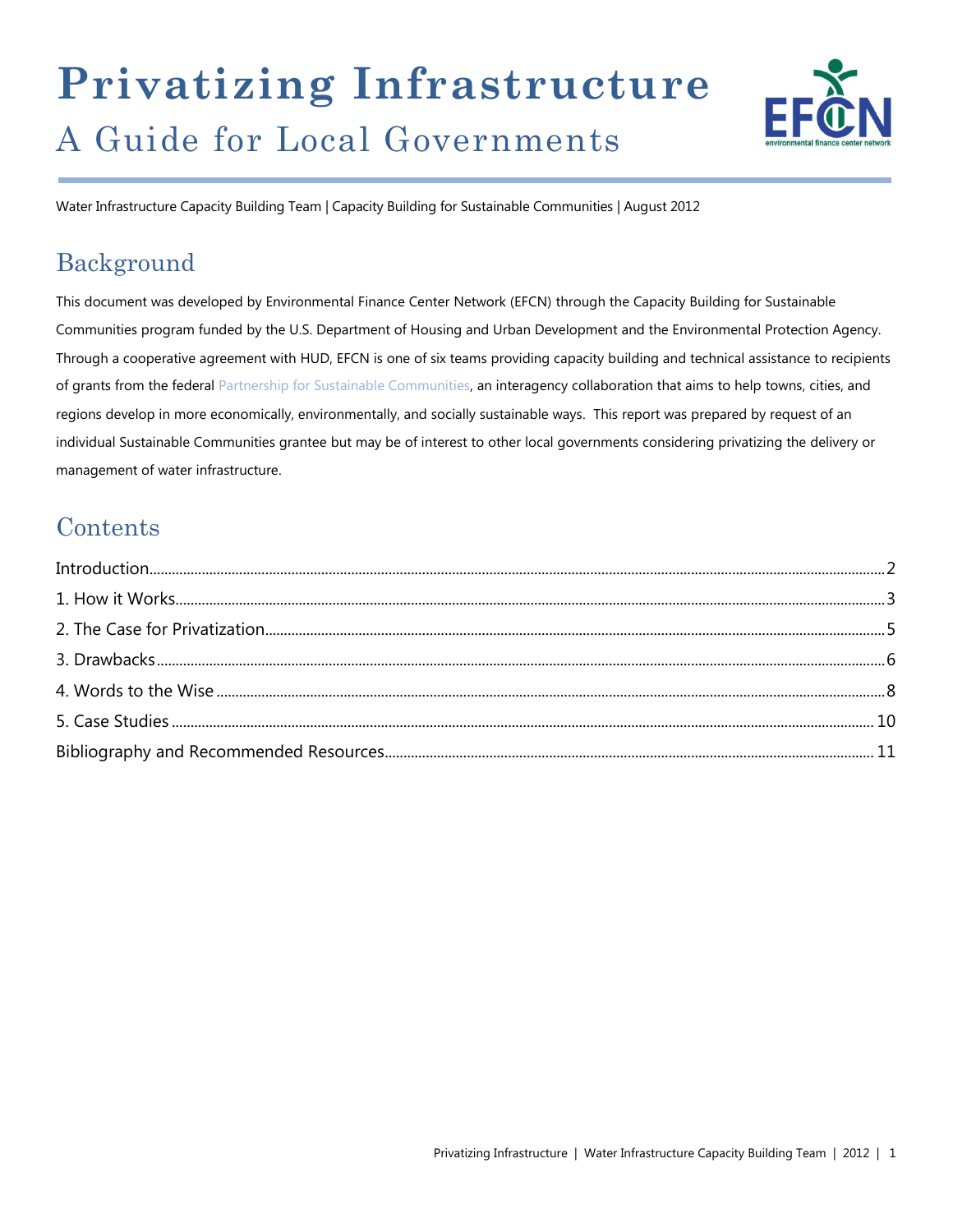# Privatizing Infrastructure

## A Guide for Local Governments

Water Infrastructure Capacity Building Team | Capacity Building for Sustainable Communities | August 2012

## Background

This document was developed by Environmental Finance Center Network (EFCN) through the Capacity Building for Sustainable Communities program funded by the U.S. Department of Housing and Urban Development and the Environmental Protection Agency. Through a cooperative agreement with HUD, EFCN is one of six teams providing capacity building and technical assistance to recipients of grants from the federal Partnership for Sustainable Communities, an interagency collaboration that aims to help towns, cities, and regions develop in more economically, environmentally, and socially sustainable ways. This report was prepared by request of an individual Sustainable Communities grantee but may be of interest to other local governments considering privatizing the delivery or management of water infrastructure.

## Contents

- Introduction ... 2
- 1. How it Works ... 3
- 2. The Case for Privatization ... 5
- 3. Drawbacks ... 6
- 4. Words to the Wise ... 8
- 5. Case Studies ... 10
- Bibliography and Recommended Resources ... 11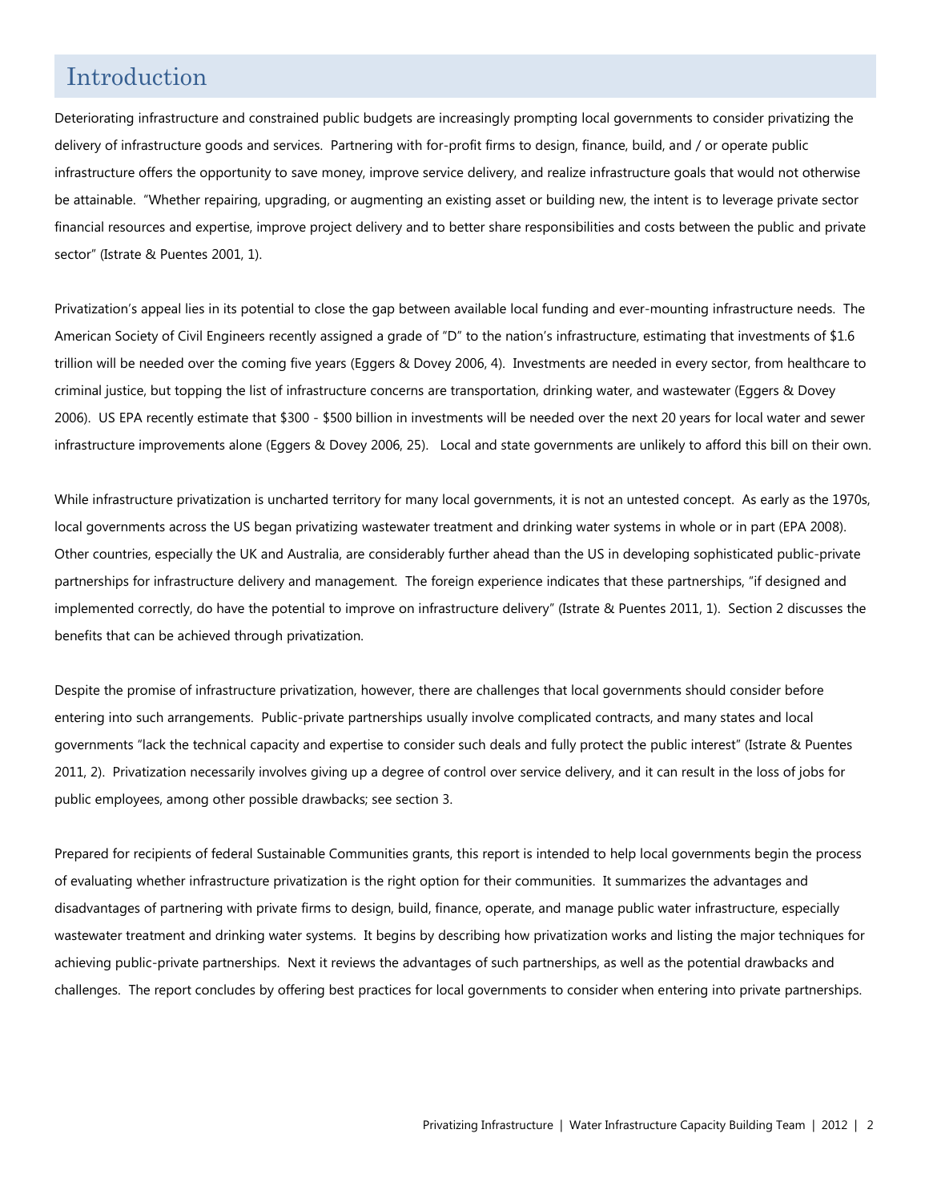# Introduction

Deteriorating infrastructure and constrained public budgets are increasingly prompting local governments to consider privatizing the delivery of infrastructure goods and services. Partnering with for-profit firms to design, finance, build, and / or operate public infrastructure offers the opportunity to save money, improve service delivery, and realize infrastructure goals that would not otherwise be attainable. "Whether repairing, upgrading, or augmenting an existing asset or building new, the intent is to leverage private sector financial resources and expertise, improve project delivery and to better share responsibilities and costs between the public and private sector" (Istrate & Puentes 2001, 1).

Privatization's appeal lies in its potential to close the gap between available local funding and ever-mounting infrastructure needs. The American Society of Civil Engineers recently assigned a grade of "D" to the nation's infrastructure, estimating that investments of $1.6 trillion will be needed over the coming five years (Eggers & Dovey 2006, 4). Investments are needed in every sector, from healthcare to criminal justice, but topping the list of infrastructure concerns are transportation, drinking water, and wastewater (Eggers & Dovey 2006). US EPA recently estimate that $300 - $500 billion in investments will be needed over the next 20 years for local water and sewer infrastructure improvements alone (Eggers & Dovey 2006, 25). Local and state governments are unlikely to afford this bill on their own.

While infrastructure privatization is uncharted territory for many local governments, it is not an untested concept. As early as the 1970s, local governments across the US began privatizing wastewater treatment and drinking water systems in whole or in part (EPA 2008). Other countries, especially the UK and Australia, are considerably further ahead than the US in developing sophisticated public-private partnerships for infrastructure delivery and management. The foreign experience indicates that these partnerships, "if designed and implemented correctly, do have the potential to improve on infrastructure delivery" (Istrate & Puentes 2011, 1). Section 2 discusses the benefits that can be achieved through privatization.

Despite the promise of infrastructure privatization, however, there are challenges that local governments should consider before entering into such arrangements. Public-private partnerships usually involve complicated contracts, and many states and local governments "lack the technical capacity and expertise to consider such deals and fully protect the public interest" (Istrate & Puentes 2011, 2). Privatization necessarily involves giving up a degree of control over service delivery, and it can result in the loss of jobs for public employees, among other possible drawbacks; see section 3.

Prepared for recipients of federal Sustainable Communities grants, this report is intended to help local governments begin the process of evaluating whether infrastructure privatization is the right option for their communities. It summarizes the advantages and disadvantages of partnering with private firms to design, build, finance, operate, and manage public water infrastructure, especially wastewater treatment and drinking water systems. It begins by describing how privatization works and listing the major techniques for achieving public-private partnerships. Next it reviews the advantages of such partnerships, as well as the potential drawbacks and challenges. The report concludes by offering best practices for local governments to consider when entering into private partnerships.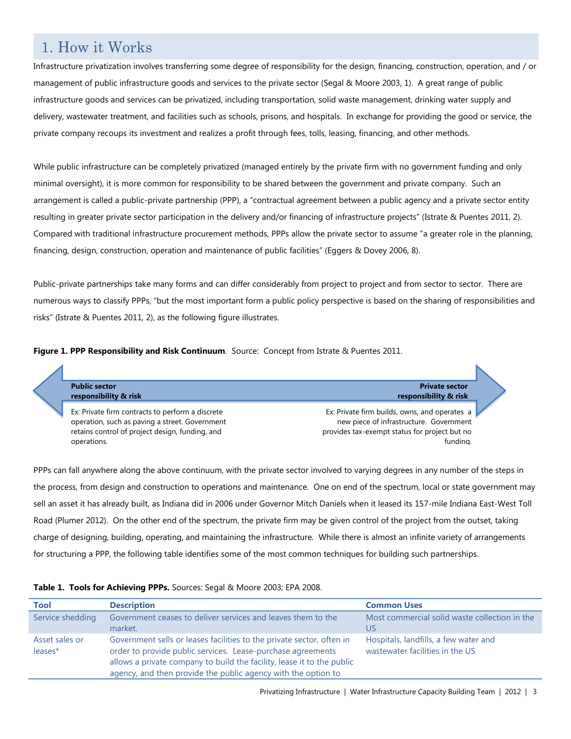# 1. How it Works

Infrastructure privatization involves transferring some degree of responsibility for the design, financing, construction, operation, and / or management of public infrastructure goods and services to the private sector (Segal & Moore 2003, 1). A great range of public infrastructure goods and services can be privatized, including transportation, solid waste management, drinking water supply and delivery, wastewater treatment, and facilities such as schools, prisons, and hospitals. In exchange for providing the good or service, the private company recoups its investment and realizes a profit through fees, tolls, leasing, financing, and other methods.

While public infrastructure can be completely privatized (managed entirely by the private firm with no government funding and only minimal oversight), it is more common for responsibility to be shared between the government and private company. Such an arrangement is called a public-private partnership (PPP), a "contractual agreement between a public agency and a private sector entity resulting in greater private sector participation in the delivery and/or financing of infrastructure projects" (Istrate & Puentes 2011, 2). Compared with traditional infrastructure procurement methods, PPPs allow the private sector to assume "a greater role in the planning, financing, design, construction, operation and maintenance of public facilities" (Eggers & Dovey 2006, 8).

Public-private partnerships take many forms and can differ considerably from project to project and from sector to sector. There are numerous ways to classify PPPs, "but the most important form a public policy perspective is based on the sharing of responsibilities and risks" (Istrate & Puentes 2011, 2), as the following figure illustrates.

**Figure 1. PPP Responsibility and Risk Continuum**. Source: Concept from Istrate & Puentes 2011.

**Public sector responsibility & risk**

Ex: Private firm contracts to perform a discrete operation, such as paving a street. Government retains control of project design, funding, and operations.

**Private sector responsibility & risk**

Ex: Private firm builds, owns, and operates a new piece of infrastructure. Government provides tax-exempt status for project but no funding.

PPPs can fall anywhere along the above continuum, with the private sector involved to varying degrees in any number of the steps in the process, from design and construction to operations and maintenance. One on end of the spectrum, local or state government may sell an asset it has already built, as Indiana did in 2006 under Governor Mitch Daniels when it leased its 157-mile Indiana East-West Toll Road (Plumer 2012). On the other end of the spectrum, the private firm may be given control of the project from the outset, taking charge of designing, building, operating, and maintaining the infrastructure. While there is almost an infinite variety of arrangements for structuring a PPP, the following table identifies some of the most common techniques for building such partnerships.

**Table 1. Tools for Achieving PPPs.** Sources: Segal & Moore 2003; EPA 2008.

| Tool | Description | Common Uses |
|---|---|---|
| Service shedding | Government ceases to deliver services and leaves them to the market. | Most commercial solid waste collection in the US |
| Asset sales or leases* | Government sells or leases facilities to the private sector, often in order to provide public services. Lease-purchase agreements allows a private company to build the facility, lease it to the public agency, and then provide the public agency with the option to | Hospitals, landfills, a few water and wastewater facilities in the US |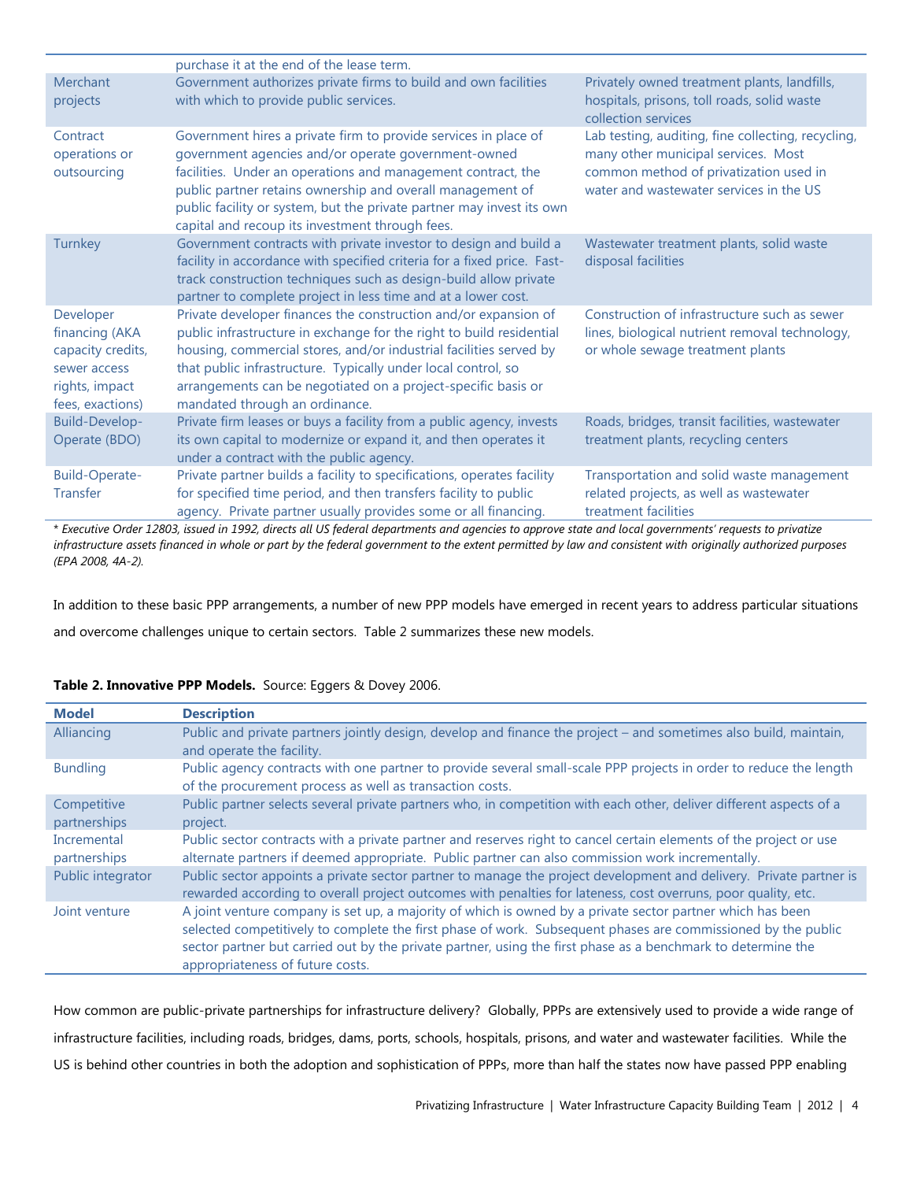| | purchase it at the end of the lease term. | |
|---|---|---|
| Merchant projects | Government authorizes private firms to build and own facilities with which to provide public services. | Privately owned treatment plants, landfills, hospitals, prisons, toll roads, solid waste collection services |
| Contract operations or outsourcing | Government hires a private firm to provide services in place of government agencies and/or operate government-owned facilities. Under an operations and management contract, the public partner retains ownership and overall management of public facility or system, but the private partner may invest its own capital and recoup its investment through fees. | Lab testing, auditing, fine collecting, recycling, many other municipal services. Most common method of privatization used in water and wastewater services in the US |
| Turnkey | Government contracts with private investor to design and build a facility in accordance with specified criteria for a fixed price. Fast-track construction techniques such as design-build allow private partner to complete project in less time and at a lower cost. | Wastewater treatment plants, solid waste disposal facilities |
| Developer financing (AKA capacity credits, sewer access rights, impact fees, exactions) | Private developer finances the construction and/or expansion of public infrastructure in exchange for the right to build residential housing, commercial stores, and/or industrial facilities served by that public infrastructure. Typically under local control, so arrangements can be negotiated on a project-specific basis or mandated through an ordinance. | Construction of infrastructure such as sewer lines, biological nutrient removal technology, or whole sewage treatment plants |
| Build-Develop-Operate (BDO) | Private firm leases or buys a facility from a public agency, invests its own capital to modernize or expand it, and then operates it under a contract with the public agency. | Roads, bridges, transit facilities, wastewater treatment plants, recycling centers |
| Build-Operate-Transfer | Private partner builds a facility to specifications, operates facility for specified time period, and then transfers facility to public agency. Private partner usually provides some or all financing. | Transportation and solid waste management related projects, as well as wastewater treatment facilities |

*\* Executive Order 12803, issued in 1992, directs all US federal departments and agencies to approve state and local governments' requests to privatize infrastructure assets financed in whole or part by the federal government to the extent permitted by law and consistent with originally authorized purposes (EPA 2008, 4A-2).*

In addition to these basic PPP arrangements, a number of new PPP models have emerged in recent years to address particular situations and overcome challenges unique to certain sectors. Table 2 summarizes these new models.

**Table 2. Innovative PPP Models.** Source: Eggers & Dovey 2006.

| Model | Description |
|---|---|
| Alliancing | Public and private partners jointly design, develop and finance the project – and sometimes also build, maintain, and operate the facility. |
| Bundling | Public agency contracts with one partner to provide several small-scale PPP projects in order to reduce the length of the procurement process as well as transaction costs. |
| Competitive partnerships | Public partner selects several private partners who, in competition with each other, deliver different aspects of a project. |
| Incremental partnerships | Public sector contracts with a private partner and reserves right to cancel certain elements of the project or use alternate partners if deemed appropriate. Public partner can also commission work incrementally. |
| Public integrator | Public sector appoints a private sector partner to manage the project development and delivery. Private partner is rewarded according to overall project outcomes with penalties for lateness, cost overruns, poor quality, etc. |
| Joint venture | A joint venture company is set up, a majority of which is owned by a private sector partner which has been selected competitively to complete the first phase of work. Subsequent phases are commissioned by the public sector partner but carried out by the private partner, using the first phase as a benchmark to determine the appropriateness of future costs. |

How common are public-private partnerships for infrastructure delivery? Globally, PPPs are extensively used to provide a wide range of infrastructure facilities, including roads, bridges, dams, ports, schools, hospitals, prisons, and water and wastewater facilities. While the US is behind other countries in both the adoption and sophistication of PPPs, more than half the states now have passed PPP enabling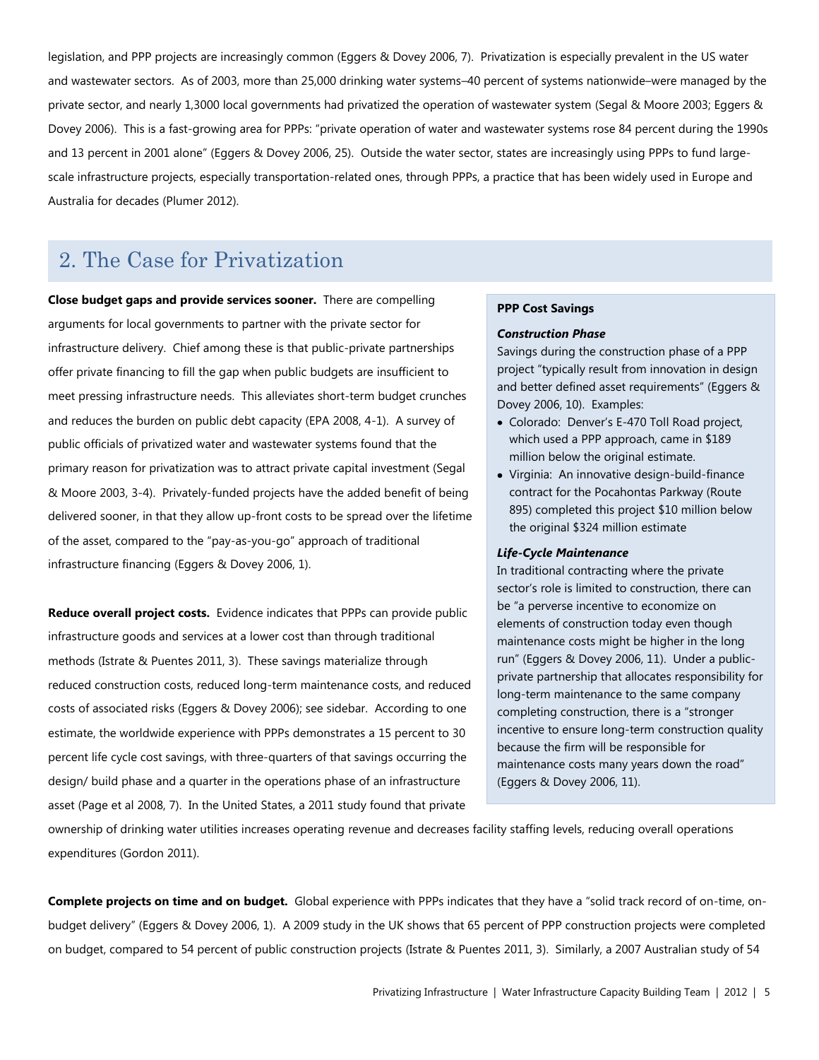legislation, and PPP projects are increasingly common (Eggers & Dovey 2006, 7). Privatization is especially prevalent in the US water and wastewater sectors. As of 2003, more than 25,000 drinking water systems–40 percent of systems nationwide–were managed by the private sector, and nearly 1,3000 local governments had privatized the operation of wastewater system (Segal & Moore 2003; Eggers & Dovey 2006). This is a fast-growing area for PPPs: "private operation of water and wastewater systems rose 84 percent during the 1990s and 13 percent in 2001 alone" (Eggers & Dovey 2006, 25). Outside the water sector, states are increasingly using PPPs to fund large-scale infrastructure projects, especially transportation-related ones, through PPPs, a practice that has been widely used in Europe and Australia for decades (Plumer 2012).

## 2. The Case for Privatization

**Close budget gaps and provide services sooner.** There are compelling arguments for local governments to partner with the private sector for infrastructure delivery. Chief among these is that public-private partnerships offer private financing to fill the gap when public budgets are insufficient to meet pressing infrastructure needs. This alleviates short-term budget crunches and reduces the burden on public debt capacity (EPA 2008, 4-1). A survey of public officials of privatized water and wastewater systems found that the primary reason for privatization was to attract private capital investment (Segal & Moore 2003, 3-4). Privately-funded projects have the added benefit of being delivered sooner, in that they allow up-front costs to be spread over the lifetime of the asset, compared to the "pay-as-you-go" approach of traditional infrastructure financing (Eggers & Dovey 2006, 1).

**Reduce overall project costs.** Evidence indicates that PPPs can provide public infrastructure goods and services at a lower cost than through traditional methods (Istrate & Puentes 2011, 3). These savings materialize through reduced construction costs, reduced long-term maintenance costs, and reduced costs of associated risks (Eggers & Dovey 2006); see sidebar. According to one estimate, the worldwide experience with PPPs demonstrates a 15 percent to 30 percent life cycle cost savings, with three-quarters of that savings occurring the design/ build phase and a quarter in the operations phase of an infrastructure asset (Page et al 2008, 7). In the United States, a 2011 study found that private ownership of drinking water utilities increases operating revenue and decreases facility staffing levels, reducing overall operations expenditures (Gordon 2011).

**PPP Cost Savings**

***Construction Phase***

Savings during the construction phase of a PPP project "typically result from innovation in design and better defined asset requirements" (Eggers & Dovey 2006, 10). Examples:

- Colorado: Denver's E-470 Toll Road project, which used a PPP approach, came in $189 million below the original estimate.
- Virginia: An innovative design-build-finance contract for the Pocahontas Parkway (Route 895) completed this project $10 million below the original $324 million estimate

***Life-Cycle Maintenance***

In traditional contracting where the private sector's role is limited to construction, there can be "a perverse incentive to economize on elements of construction today even though maintenance costs might be higher in the long run" (Eggers & Dovey 2006, 11). Under a public-private partnership that allocates responsibility for long-term maintenance to the same company completing construction, there is a "stronger incentive to ensure long-term construction quality because the firm will be responsible for maintenance costs many years down the road" (Eggers & Dovey 2006, 11).

**Complete projects on time and on budget.** Global experience with PPPs indicates that they have a "solid track record of on-time, on-budget delivery" (Eggers & Dovey 2006, 1). A 2009 study in the UK shows that 65 percent of PPP construction projects were completed on budget, compared to 54 percent of public construction projects (Istrate & Puentes 2011, 3). Similarly, a 2007 Australian study of 54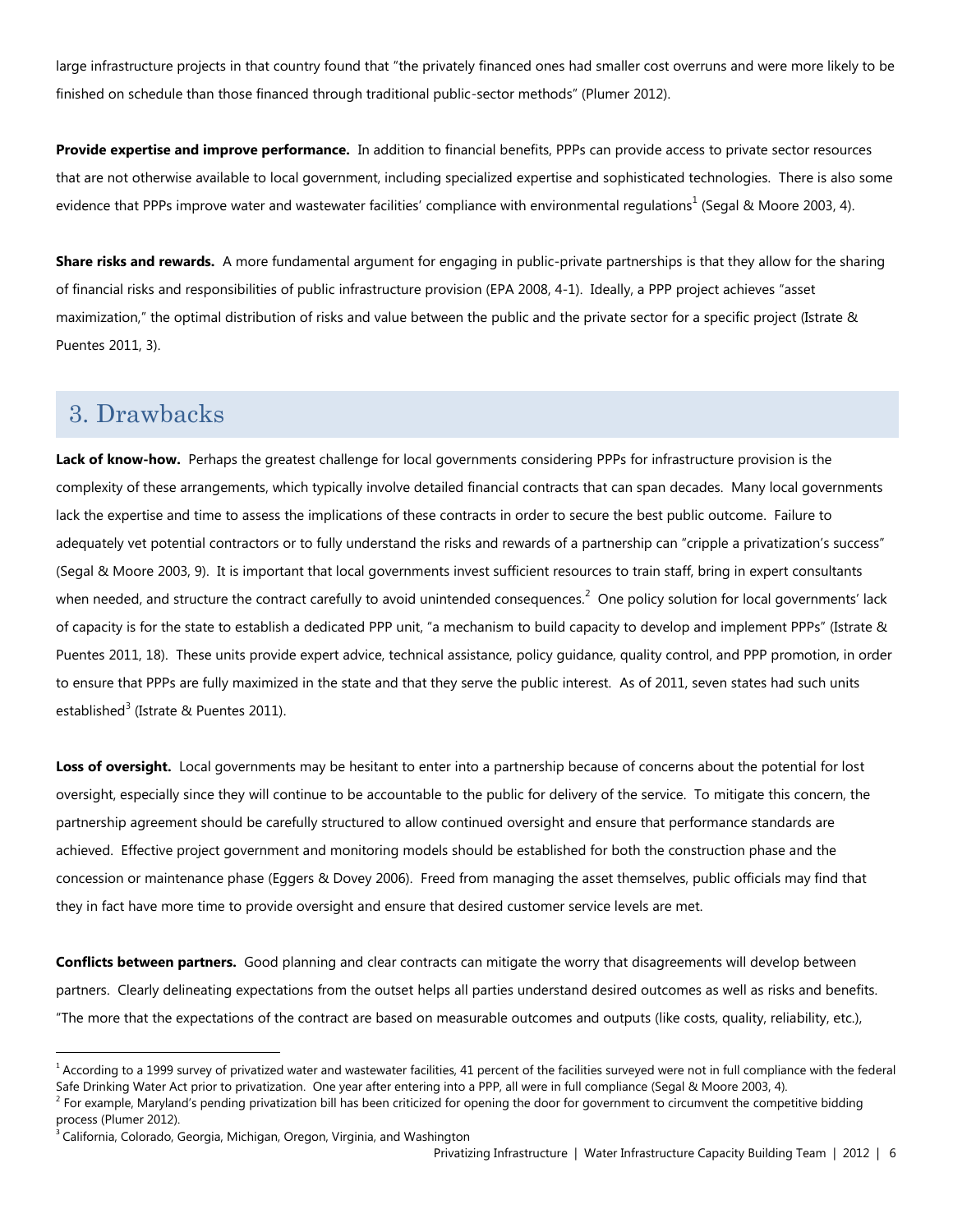large infrastructure projects in that country found that "the privately financed ones had smaller cost overruns and were more likely to be finished on schedule than those financed through traditional public-sector methods" (Plumer 2012).

**Provide expertise and improve performance.** In addition to financial benefits, PPPs can provide access to private sector resources that are not otherwise available to local government, including specialized expertise and sophisticated technologies. There is also some evidence that PPPs improve water and wastewater facilities' compliance with environmental regulations[1] (Segal & Moore 2003, 4).

**Share risks and rewards.** A more fundamental argument for engaging in public-private partnerships is that they allow for the sharing of financial risks and responsibilities of public infrastructure provision (EPA 2008, 4-1). Ideally, a PPP project achieves "asset maximization," the optimal distribution of risks and value between the public and the private sector for a specific project (Istrate & Puentes 2011, 3).

## 3. Drawbacks

**Lack of know-how.** Perhaps the greatest challenge for local governments considering PPPs for infrastructure provision is the complexity of these arrangements, which typically involve detailed financial contracts that can span decades. Many local governments lack the expertise and time to assess the implications of these contracts in order to secure the best public outcome. Failure to adequately vet potential contractors or to fully understand the risks and rewards of a partnership can "cripple a privatization's success" (Segal & Moore 2003, 9). It is important that local governments invest sufficient resources to train staff, bring in expert consultants when needed, and structure the contract carefully to avoid unintended consequences.[2] One policy solution for local governments' lack of capacity is for the state to establish a dedicated PPP unit, "a mechanism to build capacity to develop and implement PPPs" (Istrate & Puentes 2011, 18). These units provide expert advice, technical assistance, policy guidance, quality control, and PPP promotion, in order to ensure that PPPs are fully maximized in the state and that they serve the public interest. As of 2011, seven states had such units established[3] (Istrate & Puentes 2011).

**Loss of oversight.** Local governments may be hesitant to enter into a partnership because of concerns about the potential for lost oversight, especially since they will continue to be accountable to the public for delivery of the service. To mitigate this concern, the partnership agreement should be carefully structured to allow continued oversight and ensure that performance standards are achieved. Effective project government and monitoring models should be established for both the construction phase and the concession or maintenance phase (Eggers & Dovey 2006). Freed from managing the asset themselves, public officials may find that they in fact have more time to provide oversight and ensure that desired customer service levels are met.

**Conflicts between partners.** Good planning and clear contracts can mitigate the worry that disagreements will develop between partners. Clearly delineating expectations from the outset helps all parties understand desired outcomes as well as risks and benefits. "The more that the expectations of the contract are based on measurable outcomes and outputs (like costs, quality, reliability, etc.),

---

[1] According to a 1999 survey of privatized water and wastewater facilities, 41 percent of the facilities surveyed were not in full compliance with the federal Safe Drinking Water Act prior to privatization. One year after entering into a PPP, all were in full compliance (Segal & Moore 2003, 4).

[2] For example, Maryland's pending privatization bill has been criticized for opening the door for government to circumvent the competitive bidding process (Plumer 2012).

[3] California, Colorado, Georgia, Michigan, Oregon, Virginia, and Washington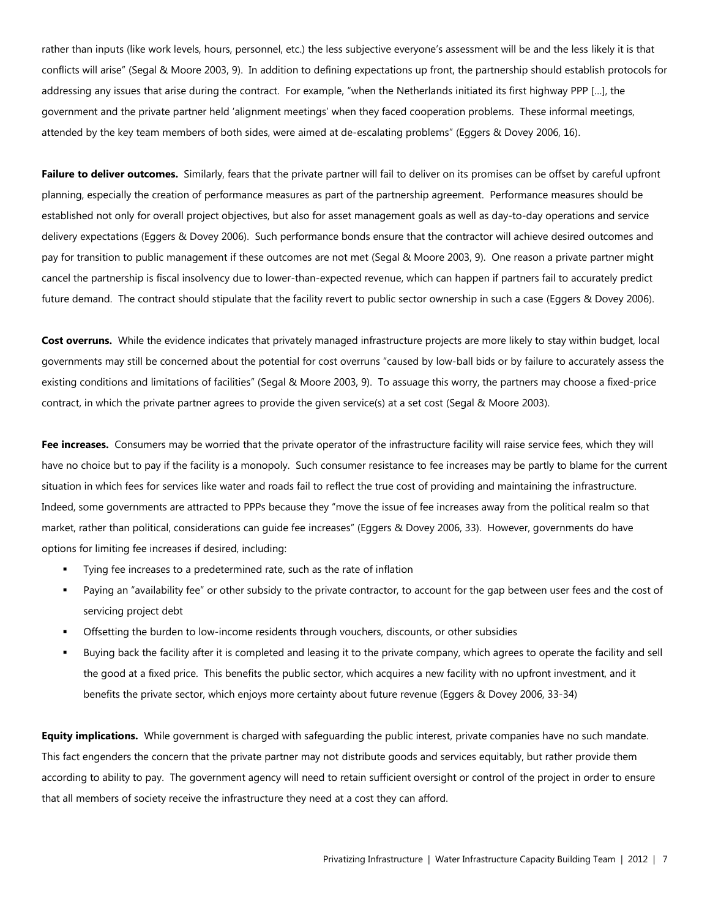rather than inputs (like work levels, hours, personnel, etc.) the less subjective everyone's assessment will be and the less likely it is that conflicts will arise" (Segal & Moore 2003, 9). In addition to defining expectations up front, the partnership should establish protocols for addressing any issues that arise during the contract. For example, "when the Netherlands initiated its first highway PPP […], the government and the private partner held 'alignment meetings' when they faced cooperation problems. These informal meetings, attended by the key team members of both sides, were aimed at de-escalating problems" (Eggers & Dovey 2006, 16).

**Failure to deliver outcomes.** Similarly, fears that the private partner will fail to deliver on its promises can be offset by careful upfront planning, especially the creation of performance measures as part of the partnership agreement. Performance measures should be established not only for overall project objectives, but also for asset management goals as well as day-to-day operations and service delivery expectations (Eggers & Dovey 2006). Such performance bonds ensure that the contractor will achieve desired outcomes and pay for transition to public management if these outcomes are not met (Segal & Moore 2003, 9). One reason a private partner might cancel the partnership is fiscal insolvency due to lower-than-expected revenue, which can happen if partners fail to accurately predict future demand. The contract should stipulate that the facility revert to public sector ownership in such a case (Eggers & Dovey 2006).

**Cost overruns.** While the evidence indicates that privately managed infrastructure projects are more likely to stay within budget, local governments may still be concerned about the potential for cost overruns "caused by low-ball bids or by failure to accurately assess the existing conditions and limitations of facilities" (Segal & Moore 2003, 9). To assuage this worry, the partners may choose a fixed-price contract, in which the private partner agrees to provide the given service(s) at a set cost (Segal & Moore 2003).

**Fee increases.** Consumers may be worried that the private operator of the infrastructure facility will raise service fees, which they will have no choice but to pay if the facility is a monopoly. Such consumer resistance to fee increases may be partly to blame for the current situation in which fees for services like water and roads fail to reflect the true cost of providing and maintaining the infrastructure. Indeed, some governments are attracted to PPPs because they "move the issue of fee increases away from the political realm so that market, rather than political, considerations can guide fee increases" (Eggers & Dovey 2006, 33). However, governments do have options for limiting fee increases if desired, including:

- Tying fee increases to a predetermined rate, such as the rate of inflation
- Paying an "availability fee" or other subsidy to the private contractor, to account for the gap between user fees and the cost of servicing project debt
- Offsetting the burden to low-income residents through vouchers, discounts, or other subsidies
- Buying back the facility after it is completed and leasing it to the private company, which agrees to operate the facility and sell the good at a fixed price. This benefits the public sector, which acquires a new facility with no upfront investment, and it benefits the private sector, which enjoys more certainty about future revenue (Eggers & Dovey 2006, 33-34)

**Equity implications.** While government is charged with safeguarding the public interest, private companies have no such mandate. This fact engenders the concern that the private partner may not distribute goods and services equitably, but rather provide them according to ability to pay. The government agency will need to retain sufficient oversight or control of the project in order to ensure that all members of society receive the infrastructure they need at a cost they can afford.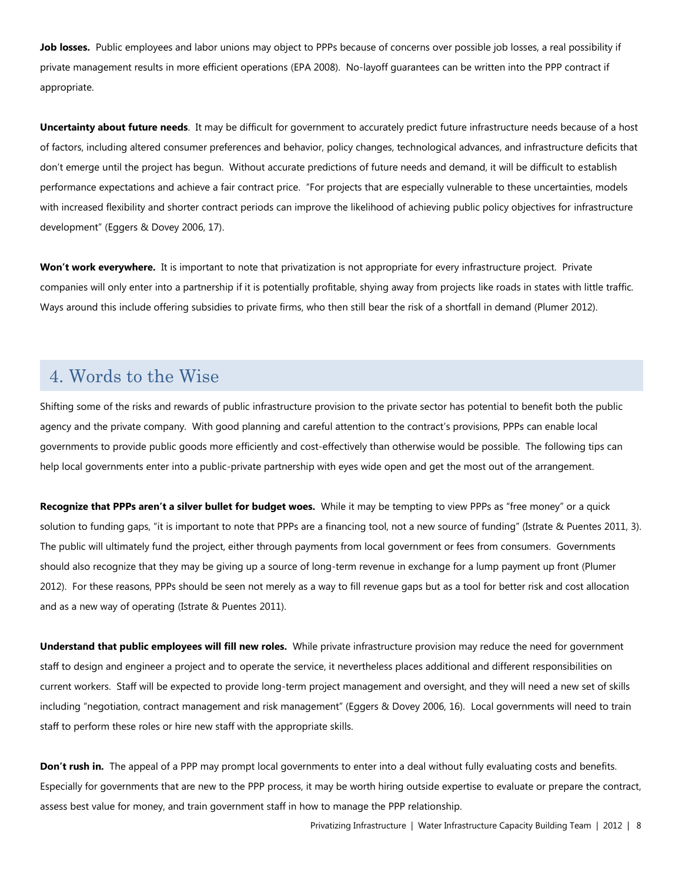**Job losses.** Public employees and labor unions may object to PPPs because of concerns over possible job losses, a real possibility if private management results in more efficient operations (EPA 2008). No-layoff guarantees can be written into the PPP contract if appropriate.

**Uncertainty about future needs**. It may be difficult for government to accurately predict future infrastructure needs because of a host of factors, including altered consumer preferences and behavior, policy changes, technological advances, and infrastructure deficits that don't emerge until the project has begun. Without accurate predictions of future needs and demand, it will be difficult to establish performance expectations and achieve a fair contract price. "For projects that are especially vulnerable to these uncertainties, models with increased flexibility and shorter contract periods can improve the likelihood of achieving public policy objectives for infrastructure development" (Eggers & Dovey 2006, 17).

**Won't work everywhere.** It is important to note that privatization is not appropriate for every infrastructure project. Private companies will only enter into a partnership if it is potentially profitable, shying away from projects like roads in states with little traffic. Ways around this include offering subsidies to private firms, who then still bear the risk of a shortfall in demand (Plumer 2012).

## 4. Words to the Wise

Shifting some of the risks and rewards of public infrastructure provision to the private sector has potential to benefit both the public agency and the private company. With good planning and careful attention to the contract's provisions, PPPs can enable local governments to provide public goods more efficiently and cost-effectively than otherwise would be possible. The following tips can help local governments enter into a public-private partnership with eyes wide open and get the most out of the arrangement.

**Recognize that PPPs aren't a silver bullet for budget woes.** While it may be tempting to view PPPs as "free money" or a quick solution to funding gaps, "it is important to note that PPPs are a financing tool, not a new source of funding" (Istrate & Puentes 2011, 3). The public will ultimately fund the project, either through payments from local government or fees from consumers. Governments should also recognize that they may be giving up a source of long-term revenue in exchange for a lump payment up front (Plumer 2012). For these reasons, PPPs should be seen not merely as a way to fill revenue gaps but as a tool for better risk and cost allocation and as a new way of operating (Istrate & Puentes 2011).

**Understand that public employees will fill new roles.** While private infrastructure provision may reduce the need for government staff to design and engineer a project and to operate the service, it nevertheless places additional and different responsibilities on current workers. Staff will be expected to provide long-term project management and oversight, and they will need a new set of skills including "negotiation, contract management and risk management" (Eggers & Dovey 2006, 16). Local governments will need to train staff to perform these roles or hire new staff with the appropriate skills.

**Don't rush in.** The appeal of a PPP may prompt local governments to enter into a deal without fully evaluating costs and benefits. Especially for governments that are new to the PPP process, it may be worth hiring outside expertise to evaluate or prepare the contract, assess best value for money, and train government staff in how to manage the PPP relationship.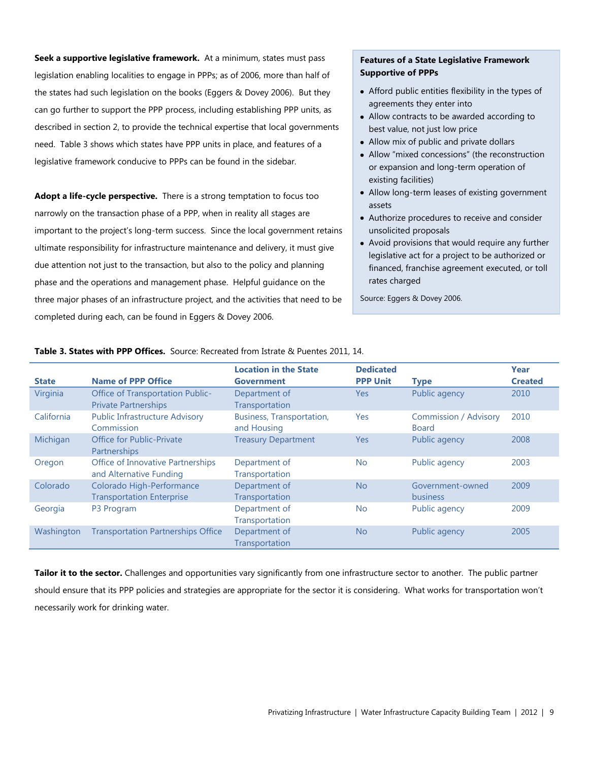**Seek a supportive legislative framework.** At a minimum, states must pass legislation enabling localities to engage in PPPs; as of 2006, more than half of the states had such legislation on the books (Eggers & Dovey 2006). But they can go further to support the PPP process, including establishing PPP units, as described in section 2, to provide the technical expertise that local governments need. Table 3 shows which states have PPP units in place, and features of a legislative framework conducive to PPPs can be found in the sidebar.

**Adopt a life-cycle perspective.** There is a strong temptation to focus too narrowly on the transaction phase of a PPP, when in reality all stages are important to the project's long-term success. Since the local government retains ultimate responsibility for infrastructure maintenance and delivery, it must give due attention not just to the transaction, but also to the policy and planning phase and the operations and management phase. Helpful guidance on the three major phases of an infrastructure project, and the activities that need to be completed during each, can be found in Eggers & Dovey 2006.

**Features of a State Legislative Framework Supportive of PPPs**

- Afford public entities flexibility in the types of agreements they enter into
- Allow contracts to be awarded according to best value, not just low price
- Allow mix of public and private dollars
- Allow "mixed concessions" (the reconstruction or expansion and long-term operation of existing facilities)
- Allow long-term leases of existing government assets
- Authorize procedures to receive and consider unsolicited proposals
- Avoid provisions that would require any further legislative act for a project to be authorized or financed, franchise agreement executed, or toll rates charged

Source: Eggers & Dovey 2006.

**Table 3. States with PPP Offices.** Source: Recreated from Istrate & Puentes 2011, 14.

| State | Name of PPP Office | Location in the State Government | Dedicated PPP Unit | Type | Year Created |
|---|---|---|---|---|---|
| Virginia | Office of Transportation Public-Private Partnerships | Department of Transportation | Yes | Public agency | 2010 |
| California | Public Infrastructure Advisory Commission | Business, Transportation, and Housing | Yes | Commission / Advisory Board | 2010 |
| Michigan | Office for Public-Private Partnerships | Treasury Department | Yes | Public agency | 2008 |
| Oregon | Office of Innovative Partnerships and Alternative Funding | Department of Transportation | No | Public agency | 2003 |
| Colorado | Colorado High-Performance Transportation Enterprise | Department of Transportation | No | Government-owned business | 2009 |
| Georgia | P3 Program | Department of Transportation | No | Public agency | 2009 |
| Washington | Transportation Partnerships Office | Department of Transportation | No | Public agency | 2005 |

**Tailor it to the sector.** Challenges and opportunities vary significantly from one infrastructure sector to another. The public partner should ensure that its PPP policies and strategies are appropriate for the sector it is considering. What works for transportation won't necessarily work for drinking water.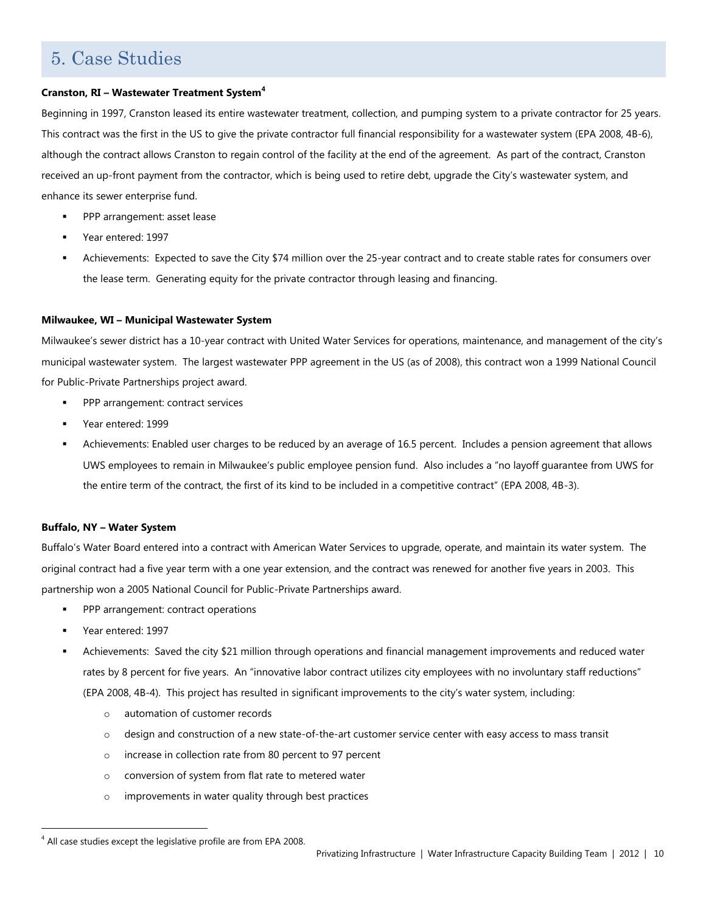# 5. Case Studies

**Cranston, RI – Wastewater Treatment System**[4]

Beginning in 1997, Cranston leased its entire wastewater treatment, collection, and pumping system to a private contractor for 25 years. This contract was the first in the US to give the private contractor full financial responsibility for a wastewater system (EPA 2008, 4B-6), although the contract allows Cranston to regain control of the facility at the end of the agreement. As part of the contract, Cranston received an up-front payment from the contractor, which is being used to retire debt, upgrade the City's wastewater system, and enhance its sewer enterprise fund.

- PPP arrangement: asset lease
- Year entered: 1997
- Achievements: Expected to save the City $74 million over the 25-year contract and to create stable rates for consumers over the lease term. Generating equity for the private contractor through leasing and financing.

**Milwaukee, WI – Municipal Wastewater System**

Milwaukee's sewer district has a 10-year contract with United Water Services for operations, maintenance, and management of the city's municipal wastewater system. The largest wastewater PPP agreement in the US (as of 2008), this contract won a 1999 National Council for Public-Private Partnerships project award.

- PPP arrangement: contract services
- Year entered: 1999
- Achievements: Enabled user charges to be reduced by an average of 16.5 percent. Includes a pension agreement that allows UWS employees to remain in Milwaukee's public employee pension fund. Also includes a "no layoff guarantee from UWS for the entire term of the contract, the first of its kind to be included in a competitive contract" (EPA 2008, 4B-3).

**Buffalo, NY – Water System**

Buffalo's Water Board entered into a contract with American Water Services to upgrade, operate, and maintain its water system. The original contract had a five year term with a one year extension, and the contract was renewed for another five years in 2003. This partnership won a 2005 National Council for Public-Private Partnerships award.

- PPP arrangement: contract operations
- Year entered: 1997
- Achievements: Saved the city $21 million through operations and financial management improvements and reduced water rates by 8 percent for five years. An "innovative labor contract utilizes city employees with no involuntary staff reductions" (EPA 2008, 4B-4). This project has resulted in significant improvements to the city's water system, including:
  - automation of customer records
  - design and construction of a new state-of-the-art customer service center with easy access to mass transit
  - increase in collection rate from 80 percent to 97 percent
  - conversion of system from flat rate to metered water
  - improvements in water quality through best practices

[4] All case studies except the legislative profile are from EPA 2008.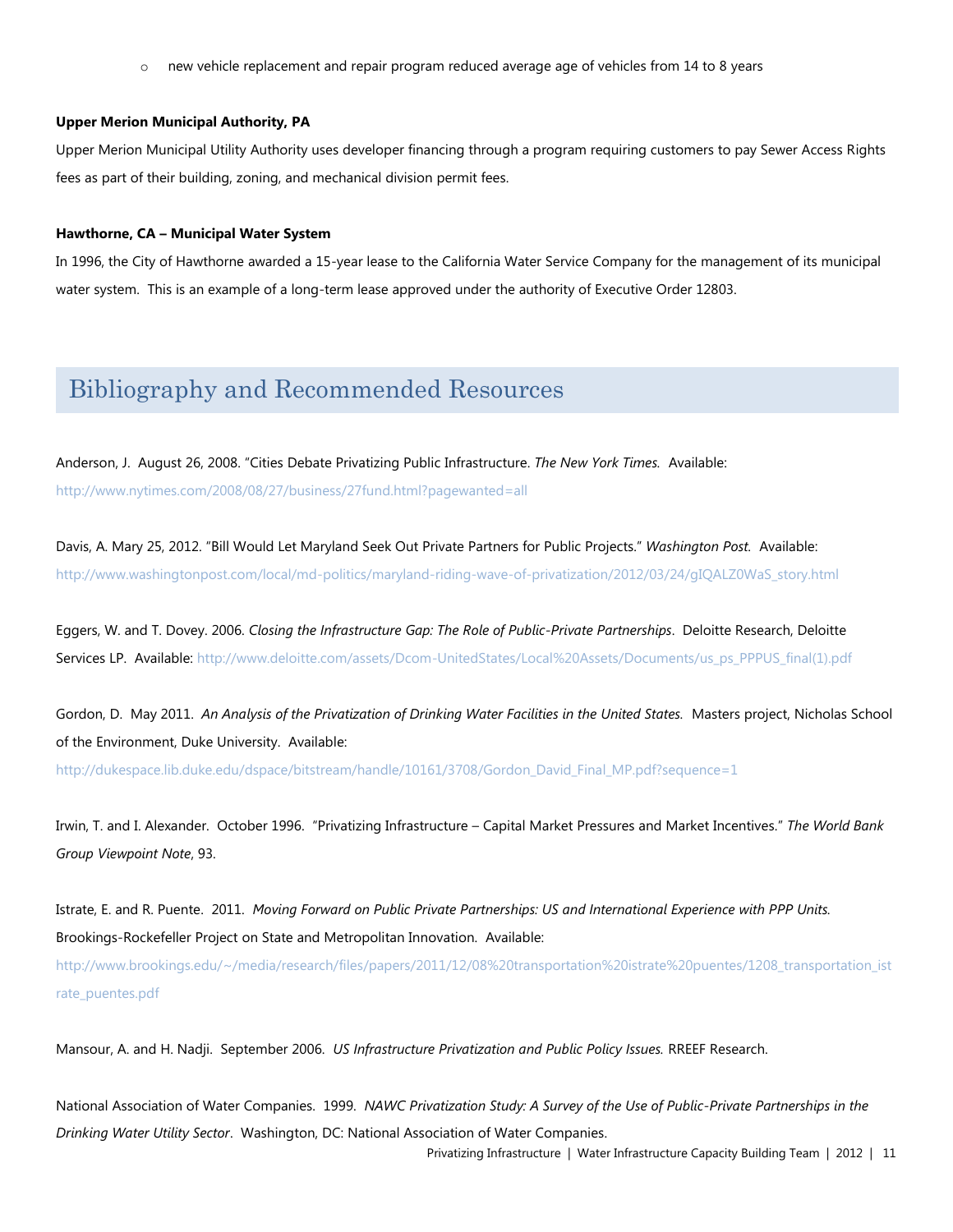- new vehicle replacement and repair program reduced average age of vehicles from 14 to 8 years

**Upper Merion Municipal Authority, PA**

Upper Merion Municipal Utility Authority uses developer financing through a program requiring customers to pay Sewer Access Rights fees as part of their building, zoning, and mechanical division permit fees.

**Hawthorne, CA – Municipal Water System**

In 1996, the City of Hawthorne awarded a 15-year lease to the California Water Service Company for the management of its municipal water system. This is an example of a long-term lease approved under the authority of Executive Order 12803.

## Bibliography and Recommended Resources

Anderson, J. August 26, 2008. "Cities Debate Privatizing Public Infrastructure. *The New York Times.* Available: http://www.nytimes.com/2008/08/27/business/27fund.html?pagewanted=all

Davis, A. Mary 25, 2012. "Bill Would Let Maryland Seek Out Private Partners for Public Projects." *Washington Post.* Available: http://www.washingtonpost.com/local/md-politics/maryland-riding-wave-of-privatization/2012/03/24/gIQALZ0WaS_story.html

Eggers, W. and T. Dovey. 2006. *Closing the Infrastructure Gap: The Role of Public-Private Partnerships*. Deloitte Research, Deloitte Services LP. Available: http://www.deloitte.com/assets/Dcom-UnitedStates/Local%20Assets/Documents/us_ps_PPPUS_final(1).pdf

Gordon, D. May 2011. *An Analysis of the Privatization of Drinking Water Facilities in the United States.* Masters project, Nicholas School of the Environment, Duke University. Available: http://dukespace.lib.duke.edu/dspace/bitstream/handle/10161/3708/Gordon_David_Final_MP.pdf?sequence=1

Irwin, T. and I. Alexander. October 1996. "Privatizing Infrastructure – Capital Market Pressures and Market Incentives." *The World Bank Group Viewpoint Note*, 93.

Istrate, E. and R. Puente. 2011. *Moving Forward on Public Private Partnerships: US and International Experience with PPP Units.* Brookings-Rockefeller Project on State and Metropolitan Innovation. Available: http://www.brookings.edu/~/media/research/files/papers/2011/12/08%20transportation%20istrate%20puentes/1208_transportation_istrate_puentes.pdf

Mansour, A. and H. Nadji. September 2006. *US Infrastructure Privatization and Public Policy Issues.* RREEF Research.

National Association of Water Companies. 1999. *NAWC Privatization Study: A Survey of the Use of Public-Private Partnerships in the Drinking Water Utility Sector*. Washington, DC: National Association of Water Companies.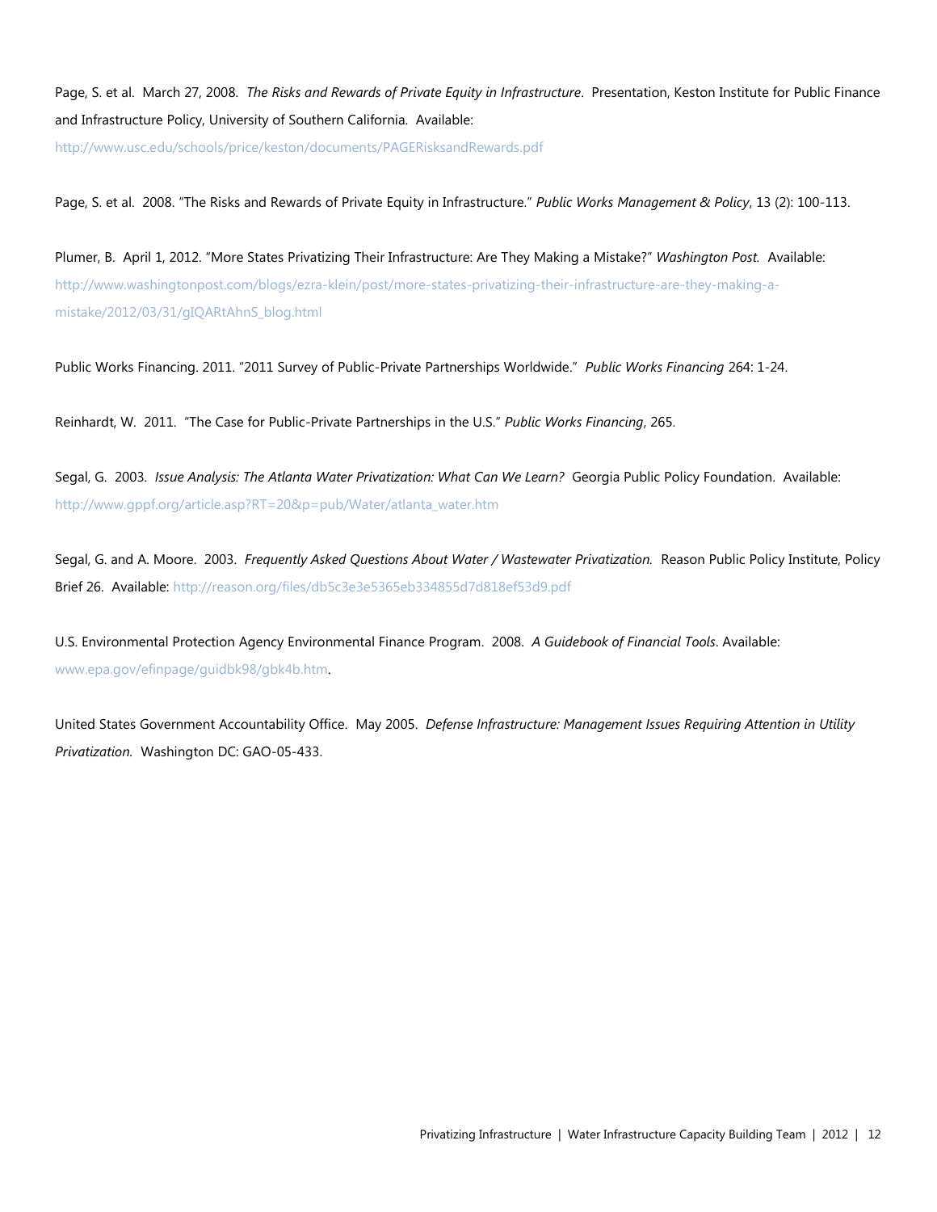Page, S. et al. March 27, 2008. *The Risks and Rewards of Private Equity in Infrastructure*. Presentation, Keston Institute for Public Finance and Infrastructure Policy, University of Southern California. Available: http://www.usc.edu/schools/price/keston/documents/PAGERisksandRewards.pdf

Page, S. et al. 2008. "The Risks and Rewards of Private Equity in Infrastructure." *Public Works Management & Policy*, 13 (2): 100-113.

Plumer, B. April 1, 2012. "More States Privatizing Their Infrastructure: Are They Making a Mistake?" *Washington Post.* Available: http://www.washingtonpost.com/blogs/ezra-klein/post/more-states-privatizing-their-infrastructure-are-they-making-a-mistake/2012/03/31/gIQARtAhnS_blog.html

Public Works Financing. 2011. "2011 Survey of Public-Private Partnerships Worldwide." *Public Works Financing* 264: 1-24.

Reinhardt, W. 2011. "The Case for Public-Private Partnerships in the U.S." *Public Works Financing*, 265.

Segal, G. 2003. *Issue Analysis: The Atlanta Water Privatization: What Can We Learn?* Georgia Public Policy Foundation. Available: http://www.gppf.org/article.asp?RT=20&p=pub/Water/atlanta_water.htm

Segal, G. and A. Moore. 2003. *Frequently Asked Questions About Water / Wastewater Privatization.* Reason Public Policy Institute, Policy Brief 26. Available: http://reason.org/files/db5c3e3e5365eb334855d7d818ef53d9.pdf

U.S. Environmental Protection Agency Environmental Finance Program. 2008. *A Guidebook of Financial Tools*. Available: www.epa.gov/efinpage/guidbk98/gbk4b.htm.

United States Government Accountability Office. May 2005. *Defense Infrastructure: Management Issues Requiring Attention in Utility Privatization.* Washington DC: GAO-05-433.